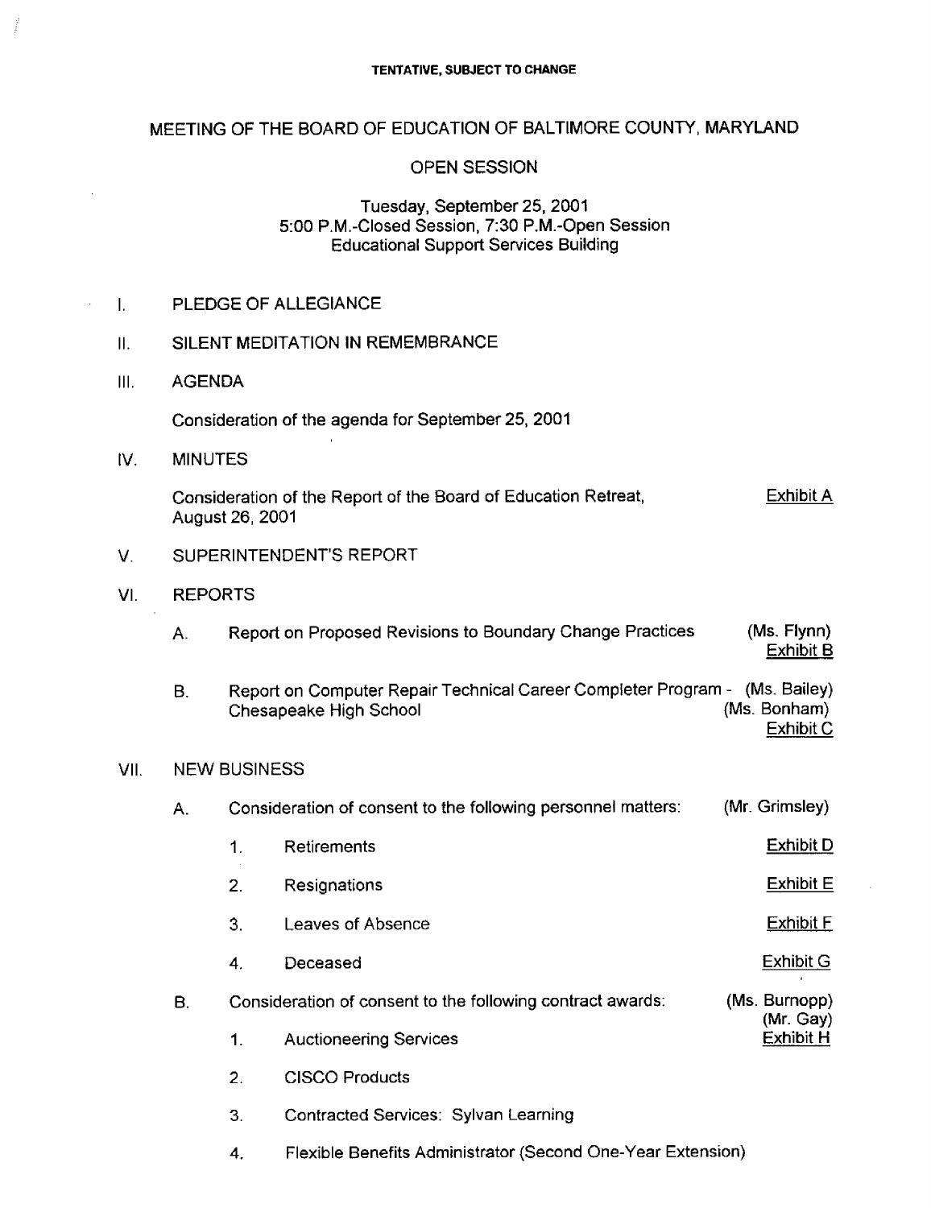TENTATIVE, SUBJECT TO CHANGE

# MEETING OF THE BOARD OF EDUCATION OF BALTIMORE COUNTY, MARYLAND

## OPEN SESSION

Tuesday, September 25, 2001
5:00 P.M.-Closed Session, 7:30 P.M.-Open Session
Educational Support Services Building

I. PLEDGE OF ALLEGIANCE

II. SILENT MEDITATION IN REMEMBRANCE

III. AGENDA

Consideration of the agenda for September 25, 2001

IV. MINUTES

Consideration of the Report of the Board of Education Retreat, August 26, 2001 — Exhibit A

V. SUPERINTENDENT'S REPORT

VI. REPORTS

A. Report on Proposed Revisions to Boundary Change Practices — (Ms. Flynn) Exhibit B

B. Report on Computer Repair Technical Career Completer Program - Chesapeake High School — (Ms. Bailey) (Ms. Bonham) Exhibit C

VII. NEW BUSINESS

A. Consideration of consent to the following personnel matters: — (Mr. Grimsley)

1. Retirements — Exhibit D
2. Resignations — Exhibit E
3. Leaves of Absence — Exhibit F
4. Deceased — Exhibit G

B. Consideration of consent to the following contract awards: — (Ms. Burnopp) (Mr. Gay) Exhibit H

1. Auctioneering Services
2. CISCO Products
3. Contracted Services: Sylvan Learning
4. Flexible Benefits Administrator (Second One-Year Extension)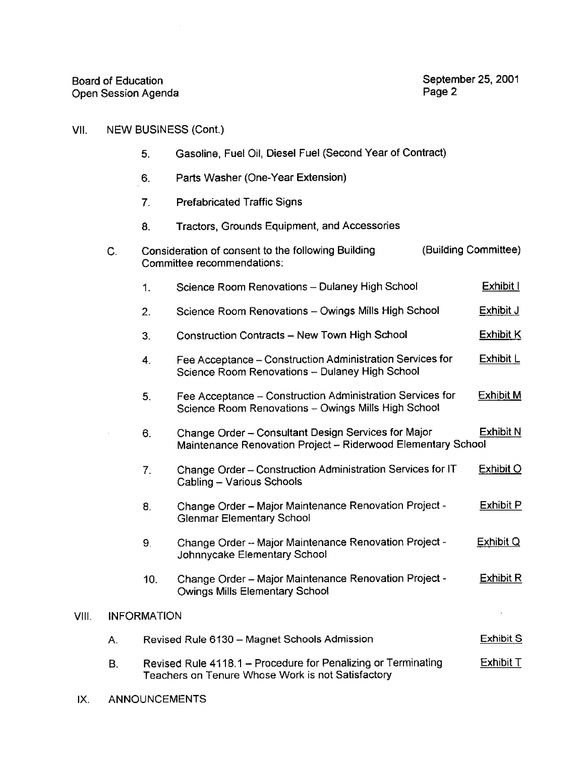## VII. NEW BUSINESS (Cont.)

5. Gasoline, Fuel Oil, Diesel Fuel (Second Year of Contract)

6. Parts Washer (One-Year Extension)

7. Prefabricated Traffic Signs

8. Tractors, Grounds Equipment, and Accessories

C. Consideration of consent to the following Building Committee recommendations: (Building Committee)

1. Science Room Renovations – Dulaney High School — Exhibit I

2. Science Room Renovations – Owings Mills High School — Exhibit J

3. Construction Contracts – New Town High School — Exhibit K

4. Fee Acceptance – Construction Administration Services for Science Room Renovations – Dulaney High School — Exhibit L

5. Fee Acceptance – Construction Administration Services for Science Room Renovations – Owings Mills High School — Exhibit M

6. Change Order – Consultant Design Services for Major Maintenance Renovation Project – Riderwood Elementary School — Exhibit N

7. Change Order – Construction Administration Services for IT Cabling – Various Schools — Exhibit O

8. Change Order – Major Maintenance Renovation Project - Glenmar Elementary School — Exhibit P

9. Change Order – Major Maintenance Renovation Project - Johnnycake Elementary School — Exhibit Q

10. Change Order – Major Maintenance Renovation Project - Owings Mills Elementary School — Exhibit R

## VIII. INFORMATION

A. Revised Rule 6130 – Magnet Schools Admission — Exhibit S

B. Revised Rule 4118.1 – Procedure for Penalizing or Terminating Teachers on Tenure Whose Work is not Satisfactory — Exhibit T

## IX. ANNOUNCEMENTS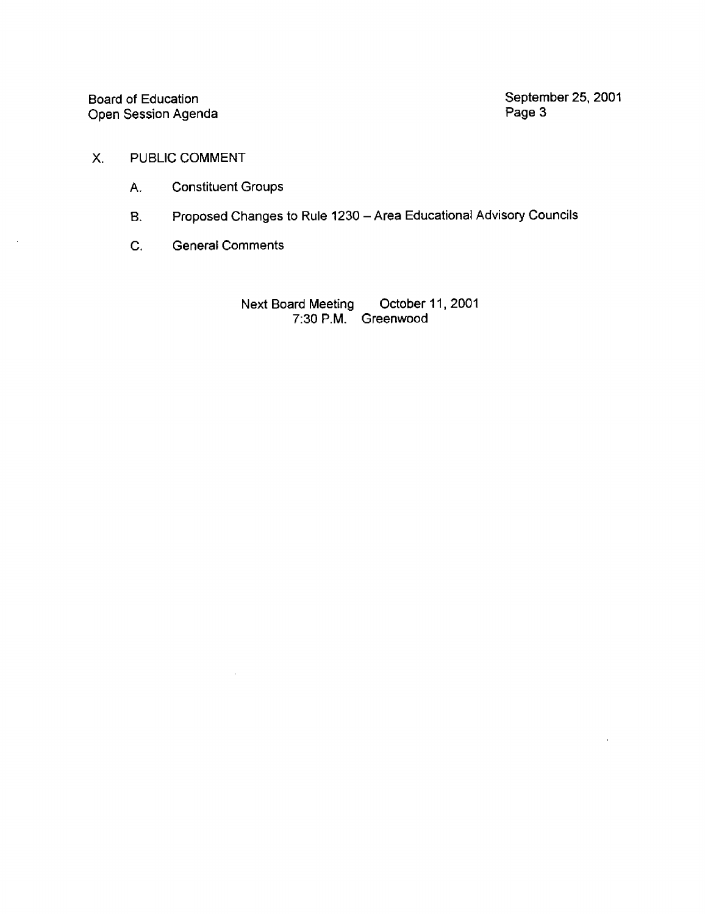## X. PUBLIC COMMENT

A. Constituent Groups

B. Proposed Changes to Rule 1230 – Area Educational Advisory Councils

C. General Comments

Next Board Meeting October 11, 2001
7:30 P.M. Greenwood